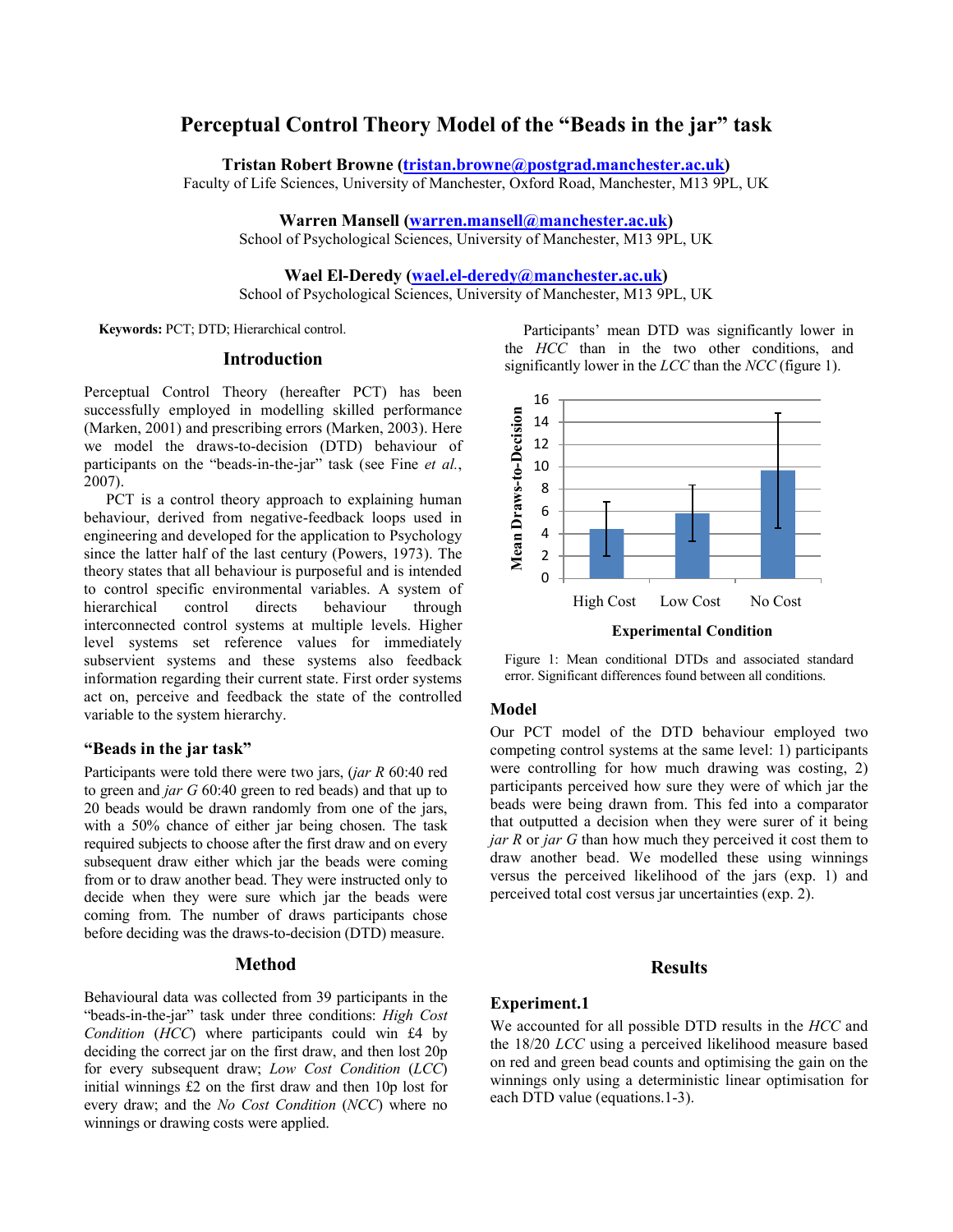# Perceptual Control Theory Model of the "Beads in the jar" task

**Tristan Robert Browne (tristan.browne@postgrad.manchester.ac.uk)**
Faculty of Life Sciences, University of Manchester, Oxford Road, Manchester, M13 9PL, UK

**Warren Mansell (warren.mansell@manchester.ac.uk)**
School of Psychological Sciences, University of Manchester, M13 9PL, UK

**Wael El-Deredy (wael.el-deredy@manchester.ac.uk)**
School of Psychological Sciences, University of Manchester, M13 9PL, UK

**Keywords:** PCT; DTD; Hierarchical control.

## Introduction

Perceptual Control Theory (hereafter PCT) has been successfully employed in modelling skilled performance (Marken, 2001) and prescribing errors (Marken, 2003). Here we model the draws-to-decision (DTD) behaviour of participants on the "beads-in-the-jar" task (see Fine *et al.*, 2007).

PCT is a control theory approach to explaining human behaviour, derived from negative-feedback loops used in engineering and developed for the application to Psychology since the latter half of the last century (Powers, 1973). The theory states that all behaviour is purposeful and is intended to control specific environmental variables. A system of hierarchical control directs behaviour through interconnected control systems at multiple levels. Higher level systems set reference values for immediately subservient systems and these systems also feedback information regarding their current state. First order systems act on, perceive and feedback the state of the controlled variable to the system hierarchy.

### "Beads in the jar task"

Participants were told there were two jars, (*jar R* 60:40 red to green and *jar G* 60:40 green to red beads) and that up to 20 beads would be drawn randomly from one of the jars, with a 50% chance of either jar being chosen. The task required subjects to choose after the first draw and on every subsequent draw either which jar the beads were coming from or to draw another bead. They were instructed only to decide when they were sure which jar the beads were coming from. The number of draws participants chose before deciding was the draws-to-decision (DTD) measure.

## Method

Behavioural data was collected from 39 participants in the "beads-in-the-jar" task under three conditions: *High Cost Condition* (*HCC*) where participants could win £4 by deciding the correct jar on the first draw, and then lost 20p for every subsequent draw; *Low Cost Condition* (*LCC*) initial winnings £2 on the first draw and then 10p lost for every draw; and the *No Cost Condition* (*NCC*) where no winnings or drawing costs were applied.

Participants' mean DTD was significantly lower in the *HCC* than in the two other conditions, and significantly lower in the *LCC* than the *NCC* (figure 1).

Figure 1: Mean conditional DTDs and associated standard error. Significant differences found between all conditions.

### Model

Our PCT model of the DTD behaviour employed two competing control systems at the same level: 1) participants were controlling for how much drawing was costing, 2) participants perceived how sure they were of which jar the beads were being drawn from. This fed into a comparator that outputted a decision when they were surer of it being *jar R* or *jar G* than how much they perceived it cost them to draw another bead. We modelled these using winnings versus the perceived likelihood of the jars (exp. 1) and perceived total cost versus jar uncertainties (exp. 2).

## Results

### Experiment.1

We accounted for all possible DTD results in the *HCC* and the 18/20 *LCC* using a perceived likelihood measure based on red and green bead counts and optimising the gain on the winnings only using a deterministic linear optimisation for each DTD value (equations.1-3).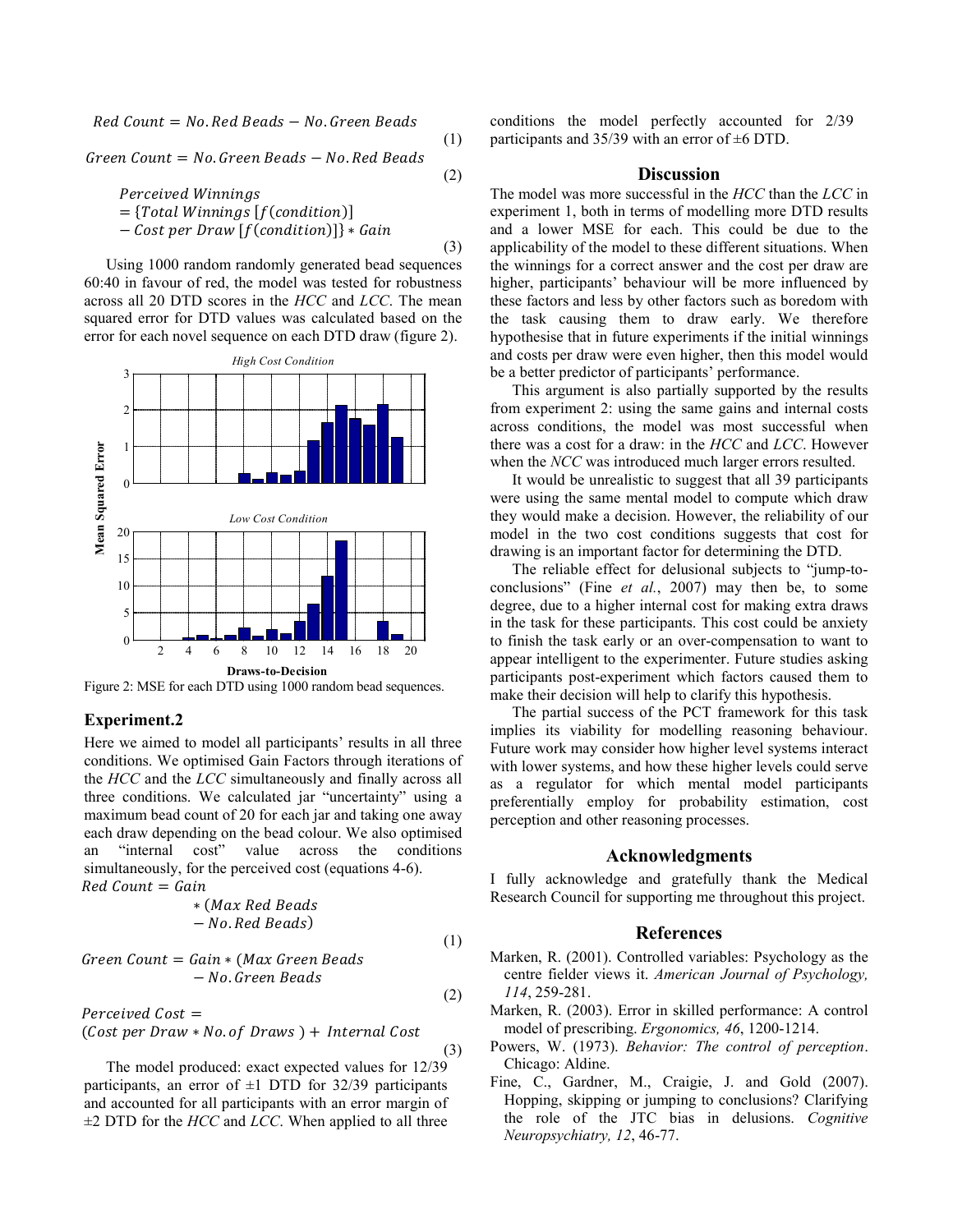$$Red\ Count = No.Red\ Beads - No.Green\ Beads \tag{1}$$

$$Green\ Count = No.Green\ Beads - No.Red\ Beads \tag{2}$$

$$Perceived\ Winnings = \{Total\ Winnings\ [f(condition)] - Cost\ per\ Draw\ [f(condition)]\} * Gain \tag{3}$$

Using 1000 random randomly generated bead sequences 60:40 in favour of red, the model was tested for robustness across all 20 DTD scores in the *HCC* and *LCC*. The mean squared error for DTD values was calculated based on the error for each novel sequence on each DTD draw (figure 2).

High Cost Condition

Low Cost Condition

Mean Squared Error

Draws-to-Decision

0 1 2 3

0 5 10 15 20

2 4 6 8 10 12 14 16 18 20

Figure 2: MSE for each DTD using 1000 random bead sequences.

## Experiment.2

Here we aimed to model all participants' results in all three conditions. We optimised Gain Factors through iterations of the *HCC* and the *LCC* simultaneously and finally across all three conditions. We calculated jar "uncertainty" using a maximum bead count of 20 for each jar and taking one away each draw depending on the bead colour. We also optimised an "internal cost" value across the conditions simultaneously, for the perceived cost (equations 4-6).

$$Red\ Count = Gain * (Max\ Red\ Beads - No.Red\ Beads) \tag{1}$$

$$Green\ Count = Gain * (Max\ Green\ Beads - No.Green\ Beads \tag{2}$$

$$Perceived\ Cost = (Cost\ per\ Draw * No.of\ Draws\ ) + \ Internal\ Cost \tag{3}$$

The model produced: exact expected values for 12/39 participants, an error of ±1 DTD for 32/39 participants and accounted for all participants with an error margin of ±2 DTD for the *HCC* and *LCC*. When applied to all three conditions the model perfectly accounted for 2/39 participants and 35/39 with an error of ±6 DTD.

## Discussion

The model was more successful in the *HCC* than the *LCC* in experiment 1, both in terms of modelling more DTD results and a lower MSE for each. This could be due to the applicability of the model to these different situations. When the winnings for a correct answer and the cost per draw are higher, participants' behaviour will be more influenced by these factors and less by other factors such as boredom with the task causing them to draw early. We therefore hypothesise that in future experiments if the initial winnings and costs per draw were even higher, then this model would be a better predictor of participants' performance.

This argument is also partially supported by the results from experiment 2: using the same gains and internal costs across conditions, the model was most successful when there was a cost for a draw: in the *HCC* and *LCC*. However when the *NCC* was introduced much larger errors resulted.

It would be unrealistic to suggest that all 39 participants were using the same mental model to compute which draw they would make a decision. However, the reliability of our model in the two cost conditions suggests that cost for drawing is an important factor for determining the DTD.

The reliable effect for delusional subjects to "jump-to-conclusions" (Fine *et al.*, 2007) may then be, to some degree, due to a higher internal cost for making extra draws in the task for these participants. This cost could be anxiety to finish the task early or an over-compensation to want to appear intelligent to the experimenter. Future studies asking participants post-experiment which factors caused them to make their decision will help to clarify this hypothesis.

The partial success of the PCT framework for this task implies its viability for modelling reasoning behaviour. Future work may consider how higher level systems interact with lower systems, and how these higher levels could serve as a regulator for which mental model participants preferentially employ for probability estimation, cost perception and other reasoning processes.

## Acknowledgments

I fully acknowledge and gratefully thank the Medical Research Council for supporting me throughout this project.

## References

Marken, R. (2001). Controlled variables: Psychology as the centre fielder views it. *American Journal of Psychology, 114*, 259-281.

Marken, R. (2003). Error in skilled performance: A control model of prescribing. *Ergonomics, 46*, 1200-1214.

Powers, W. (1973). *Behavior: The control of perception*. Chicago: Aldine.

Fine, C., Gardner, M., Craigie, J. and Gold (2007). Hopping, skipping or jumping to conclusions? Clarifying the role of the JTC bias in delusions. *Cognitive Neuropsychiatry, 12*, 46-77.